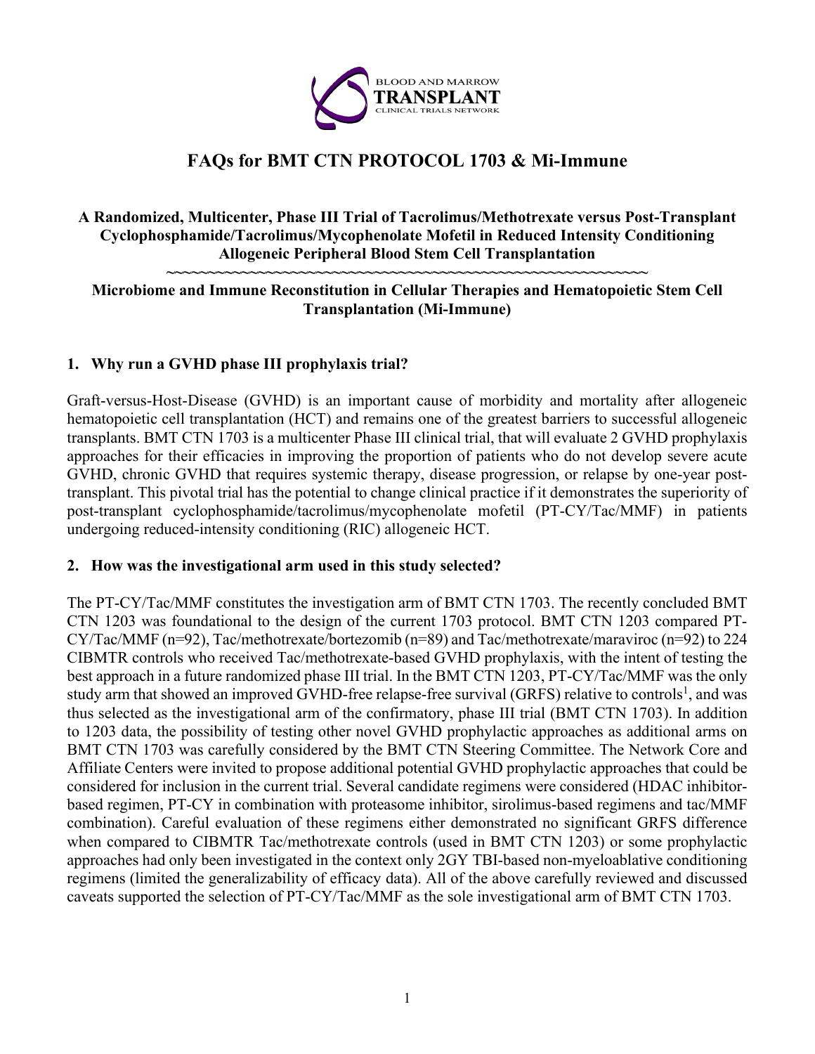# FAQs for BMT CTN PROTOCOL 1703 & Mi-Immune

**A Randomized, Multicenter, Phase III Trial of Tacrolimus/Methotrexate versus Post-Transplant Cyclophosphamide/Tacrolimus/Mycophenolate Mofetil in Reduced Intensity Conditioning Allogeneic Peripheral Blood Stem Cell Transplantation**

~~~~~~~~~~~~~~~~~~~~~~~~~~~~~~~~~~~~~~~~~~~~~~~~~~~~~~~~~~~~

**Microbiome and Immune Reconstitution in Cellular Therapies and Hematopoietic Stem Cell Transplantation (Mi-Immune)**

## 1. Why run a GVHD phase III prophylaxis trial?

Graft-versus-Host-Disease (GVHD) is an important cause of morbidity and mortality after allogeneic hematopoietic cell transplantation (HCT) and remains one of the greatest barriers to successful allogeneic transplants. BMT CTN 1703 is a multicenter Phase III clinical trial, that will evaluate 2 GVHD prophylaxis approaches for their efficacies in improving the proportion of patients who do not develop severe acute GVHD, chronic GVHD that requires systemic therapy, disease progression, or relapse by one-year post-transplant. This pivotal trial has the potential to change clinical practice if it demonstrates the superiority of post-transplant cyclophosphamide/tacrolimus/mycophenolate mofetil (PT-CY/Tac/MMF) in patients undergoing reduced-intensity conditioning (RIC) allogeneic HCT.

## 2. How was the investigational arm used in this study selected?

The PT-CY/Tac/MMF constitutes the investigation arm of BMT CTN 1703. The recently concluded BMT CTN 1203 was foundational to the design of the current 1703 protocol. BMT CTN 1203 compared PT-CY/Tac/MMF (n=92), Tac/methotrexate/bortezomib (n=89) and Tac/methotrexate/maraviroc (n=92) to 224 CIBMTR controls who received Tac/methotrexate-based GVHD prophylaxis, with the intent of testing the best approach in a future randomized phase III trial. In the BMT CTN 1203, PT-CY/Tac/MMF was the only study arm that showed an improved GVHD-free relapse-free survival (GRFS) relative to controls[1], and was thus selected as the investigational arm of the confirmatory, phase III trial (BMT CTN 1703). In addition to 1203 data, the possibility of testing other novel GVHD prophylactic approaches as additional arms on BMT CTN 1703 was carefully considered by the BMT CTN Steering Committee. The Network Core and Affiliate Centers were invited to propose additional potential GVHD prophylactic approaches that could be considered for inclusion in the current trial. Several candidate regimens were considered (HDAC inhibitor-based regimen, PT-CY in combination with proteasome inhibitor, sirolimus-based regimens and tac/MMF combination). Careful evaluation of these regimens either demonstrated no significant GRFS difference when compared to CIBMTR Tac/methotrexate controls (used in BMT CTN 1203) or some prophylactic approaches had only been investigated in the context only 2GY TBI-based non-myeloablative conditioning regimens (limited the generalizability of efficacy data). All of the above carefully reviewed and discussed caveats supported the selection of PT-CY/Tac/MMF as the sole investigational arm of BMT CTN 1703.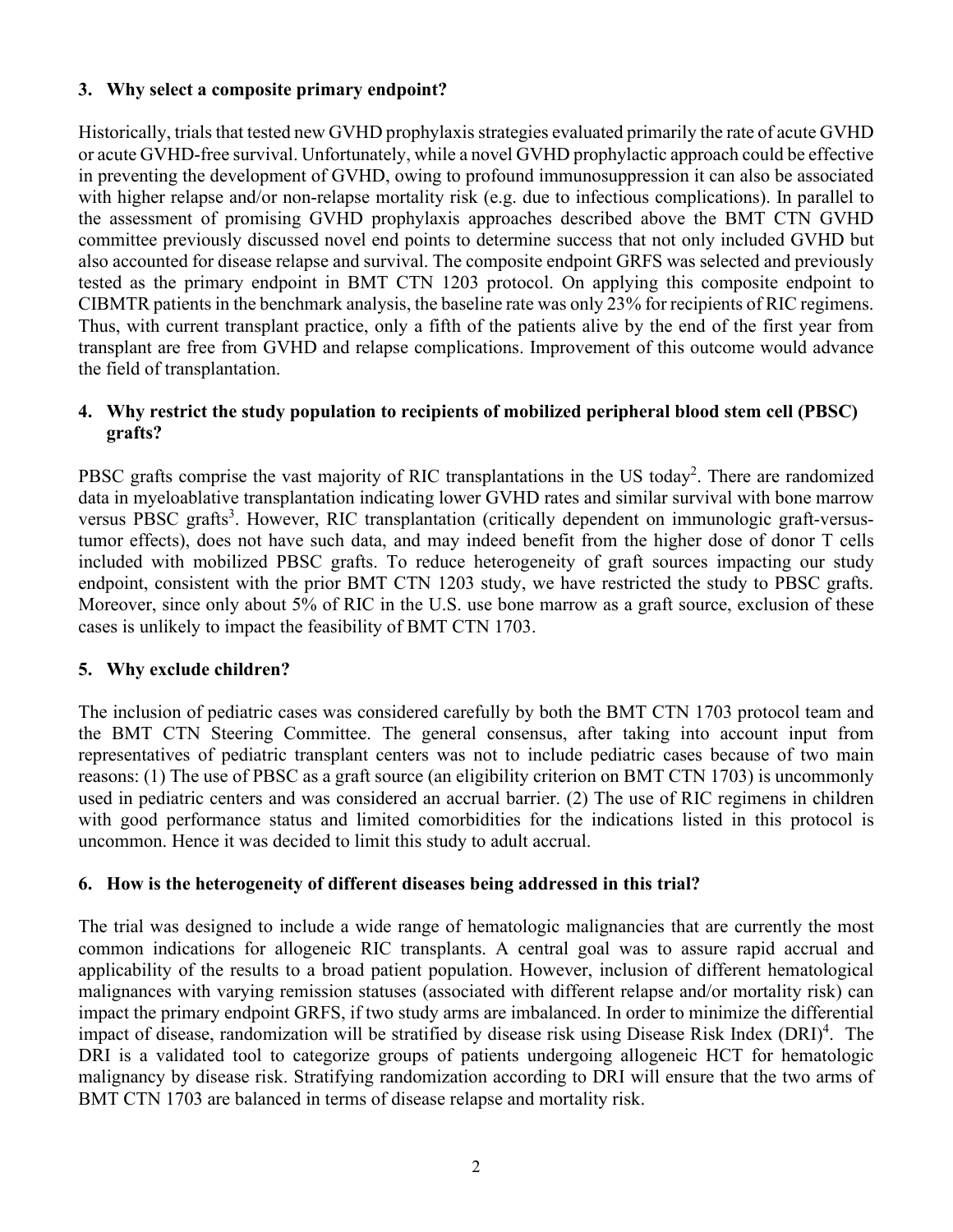### 3. Why select a composite primary endpoint?

Historically, trials that tested new GVHD prophylaxis strategies evaluated primarily the rate of acute GVHD or acute GVHD-free survival. Unfortunately, while a novel GVHD prophylactic approach could be effective in preventing the development of GVHD, owing to profound immunosuppression it can also be associated with higher relapse and/or non-relapse mortality risk (e.g. due to infectious complications). In parallel to the assessment of promising GVHD prophylaxis approaches described above the BMT CTN GVHD committee previously discussed novel end points to determine success that not only included GVHD but also accounted for disease relapse and survival. The composite endpoint GRFS was selected and previously tested as the primary endpoint in BMT CTN 1203 protocol. On applying this composite endpoint to CIBMTR patients in the benchmark analysis, the baseline rate was only 23% for recipients of RIC regimens. Thus, with current transplant practice, only a fifth of the patients alive by the end of the first year from transplant are free from GVHD and relapse complications. Improvement of this outcome would advance the field of transplantation.

### 4. Why restrict the study population to recipients of mobilized peripheral blood stem cell (PBSC) grafts?

PBSC grafts comprise the vast majority of RIC transplantations in the US today[2]. There are randomized data in myeloablative transplantation indicating lower GVHD rates and similar survival with bone marrow versus PBSC grafts[3]. However, RIC transplantation (critically dependent on immunologic graft-versus-tumor effects), does not have such data, and may indeed benefit from the higher dose of donor T cells included with mobilized PBSC grafts. To reduce heterogeneity of graft sources impacting our study endpoint, consistent with the prior BMT CTN 1203 study, we have restricted the study to PBSC grafts. Moreover, since only about 5% of RIC in the U.S. use bone marrow as a graft source, exclusion of these cases is unlikely to impact the feasibility of BMT CTN 1703.

### 5. Why exclude children?

The inclusion of pediatric cases was considered carefully by both the BMT CTN 1703 protocol team and the BMT CTN Steering Committee. The general consensus, after taking into account input from representatives of pediatric transplant centers was not to include pediatric cases because of two main reasons: (1) The use of PBSC as a graft source (an eligibility criterion on BMT CTN 1703) is uncommonly used in pediatric centers and was considered an accrual barrier. (2) The use of RIC regimens in children with good performance status and limited comorbidities for the indications listed in this protocol is uncommon. Hence it was decided to limit this study to adult accrual.

### 6. How is the heterogeneity of different diseases being addressed in this trial?

The trial was designed to include a wide range of hematologic malignancies that are currently the most common indications for allogeneic RIC transplants. A central goal was to assure rapid accrual and applicability of the results to a broad patient population. However, inclusion of different hematological malignances with varying remission statuses (associated with different relapse and/or mortality risk) can impact the primary endpoint GRFS, if two study arms are imbalanced. In order to minimize the differential impact of disease, randomization will be stratified by disease risk using Disease Risk Index (DRI)[4]. The DRI is a validated tool to categorize groups of patients undergoing allogeneic HCT for hematologic malignancy by disease risk. Stratifying randomization according to DRI will ensure that the two arms of BMT CTN 1703 are balanced in terms of disease relapse and mortality risk.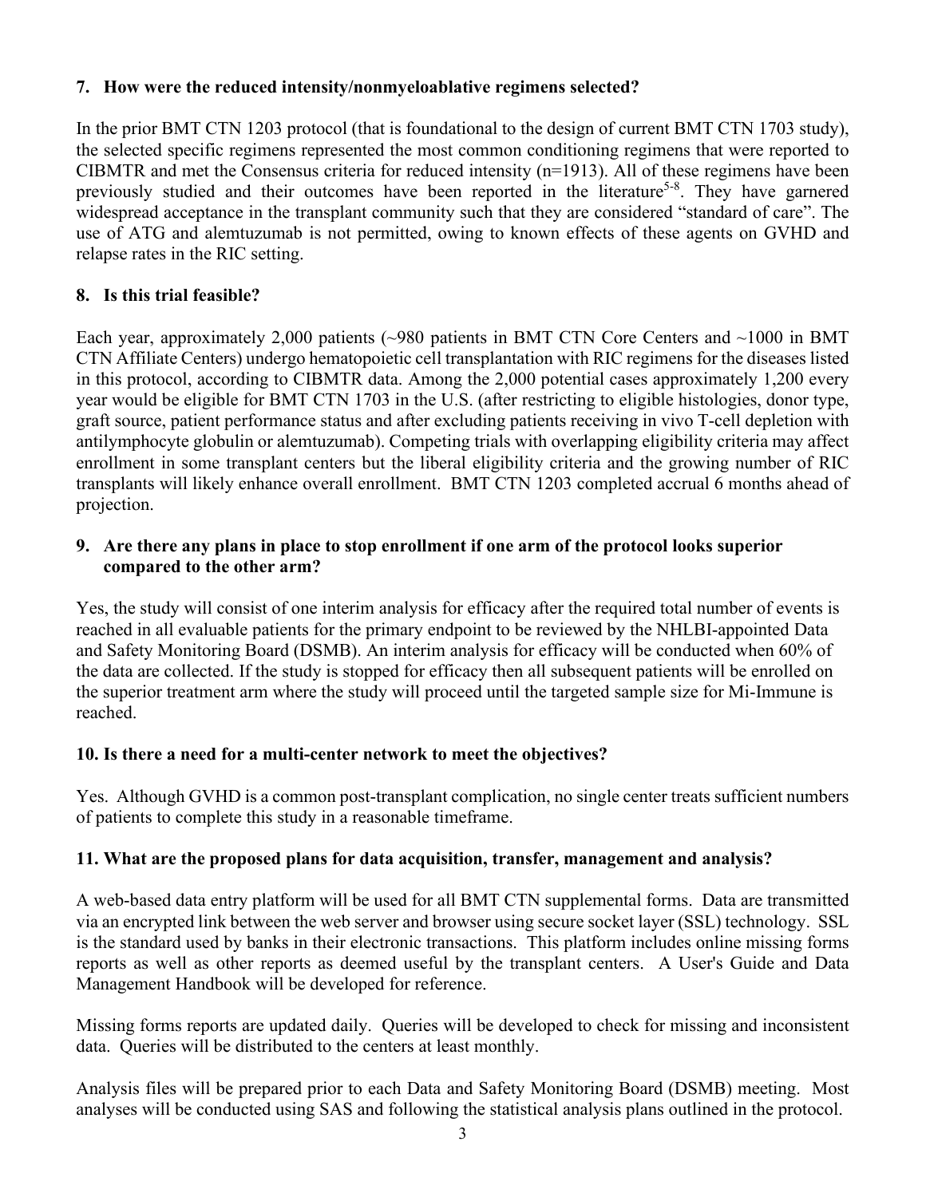### 7. How were the reduced intensity/nonmyeloablative regimens selected?

In the prior BMT CTN 1203 protocol (that is foundational to the design of current BMT CTN 1703 study), the selected specific regimens represented the most common conditioning regimens that were reported to CIBMTR and met the Consensus criteria for reduced intensity (n=1913). All of these regimens have been previously studied and their outcomes have been reported in the literature[5-8]. They have garnered widespread acceptance in the transplant community such that they are considered "standard of care". The use of ATG and alemtuzumab is not permitted, owing to known effects of these agents on GVHD and relapse rates in the RIC setting.

### 8. Is this trial feasible?

Each year, approximately 2,000 patients (~980 patients in BMT CTN Core Centers and ~1000 in BMT CTN Affiliate Centers) undergo hematopoietic cell transplantation with RIC regimens for the diseases listed in this protocol, according to CIBMTR data. Among the 2,000 potential cases approximately 1,200 every year would be eligible for BMT CTN 1703 in the U.S. (after restricting to eligible histologies, donor type, graft source, patient performance status and after excluding patients receiving in vivo T-cell depletion with antilymphocyte globulin or alemtuzumab). Competing trials with overlapping eligibility criteria may affect enrollment in some transplant centers but the liberal eligibility criteria and the growing number of RIC transplants will likely enhance overall enrollment. BMT CTN 1203 completed accrual 6 months ahead of projection.

### 9. Are there any plans in place to stop enrollment if one arm of the protocol looks superior compared to the other arm?

Yes, the study will consist of one interim analysis for efficacy after the required total number of events is reached in all evaluable patients for the primary endpoint to be reviewed by the NHLBI-appointed Data and Safety Monitoring Board (DSMB). An interim analysis for efficacy will be conducted when 60% of the data are collected. If the study is stopped for efficacy then all subsequent patients will be enrolled on the superior treatment arm where the study will proceed until the targeted sample size for Mi-Immune is reached.

### 10. Is there a need for a multi-center network to meet the objectives?

Yes. Although GVHD is a common post-transplant complication, no single center treats sufficient numbers of patients to complete this study in a reasonable timeframe.

### 11. What are the proposed plans for data acquisition, transfer, management and analysis?

A web-based data entry platform will be used for all BMT CTN supplemental forms. Data are transmitted via an encrypted link between the web server and browser using secure socket layer (SSL) technology. SSL is the standard used by banks in their electronic transactions. This platform includes online missing forms reports as well as other reports as deemed useful by the transplant centers. A User's Guide and Data Management Handbook will be developed for reference.

Missing forms reports are updated daily. Queries will be developed to check for missing and inconsistent data. Queries will be distributed to the centers at least monthly.

Analysis files will be prepared prior to each Data and Safety Monitoring Board (DSMB) meeting. Most analyses will be conducted using SAS and following the statistical analysis plans outlined in the protocol.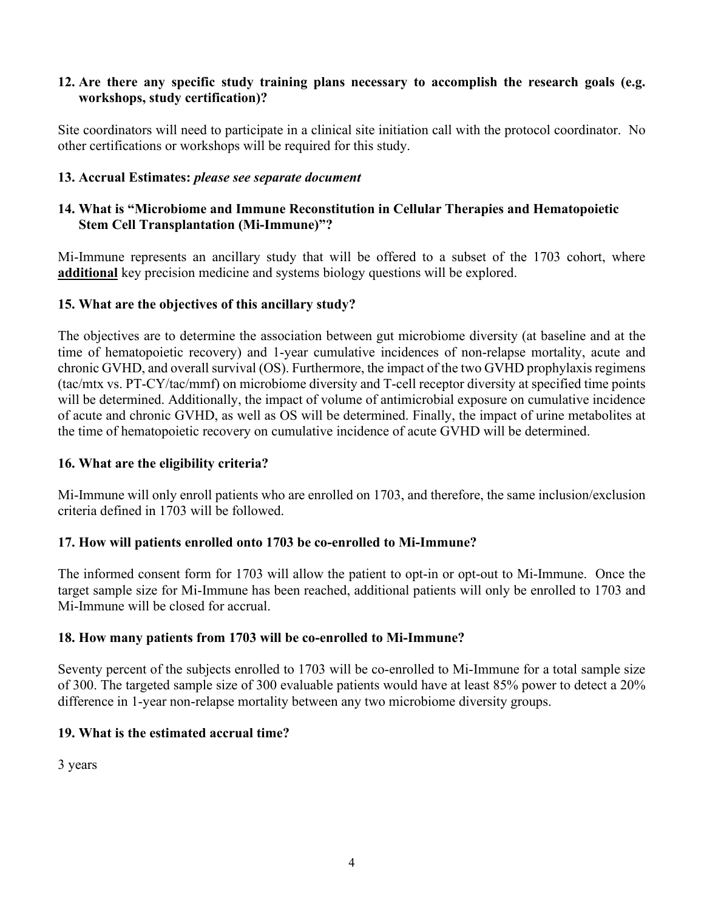**12. Are there any specific study training plans necessary to accomplish the research goals (e.g. workshops, study certification)?**

Site coordinators will need to participate in a clinical site initiation call with the protocol coordinator. No other certifications or workshops will be required for this study.

**13. Accrual Estimates:** ***please see separate document***

**14. What is "Microbiome and Immune Reconstitution in Cellular Therapies and Hematopoietic Stem Cell Transplantation (Mi-Immune)"?**

Mi-Immune represents an ancillary study that will be offered to a subset of the 1703 cohort, where **additional** key precision medicine and systems biology questions will be explored.

**15. What are the objectives of this ancillary study?**

The objectives are to determine the association between gut microbiome diversity (at baseline and at the time of hematopoietic recovery) and 1-year cumulative incidences of non-relapse mortality, acute and chronic GVHD, and overall survival (OS). Furthermore, the impact of the two GVHD prophylaxis regimens (tac/mtx vs. PT-CY/tac/mmf) on microbiome diversity and T-cell receptor diversity at specified time points will be determined. Additionally, the impact of volume of antimicrobial exposure on cumulative incidence of acute and chronic GVHD, as well as OS will be determined. Finally, the impact of urine metabolites at the time of hematopoietic recovery on cumulative incidence of acute GVHD will be determined.

**16. What are the eligibility criteria?**

Mi-Immune will only enroll patients who are enrolled on 1703, and therefore, the same inclusion/exclusion criteria defined in 1703 will be followed.

**17. How will patients enrolled onto 1703 be co-enrolled to Mi-Immune?**

The informed consent form for 1703 will allow the patient to opt-in or opt-out to Mi-Immune. Once the target sample size for Mi-Immune has been reached, additional patients will only be enrolled to 1703 and Mi-Immune will be closed for accrual.

**18. How many patients from 1703 will be co-enrolled to Mi-Immune?**

Seventy percent of the subjects enrolled to 1703 will be co-enrolled to Mi-Immune for a total sample size of 300. The targeted sample size of 300 evaluable patients would have at least 85% power to detect a 20% difference in 1-year non-relapse mortality between any two microbiome diversity groups.

**19. What is the estimated accrual time?**

3 years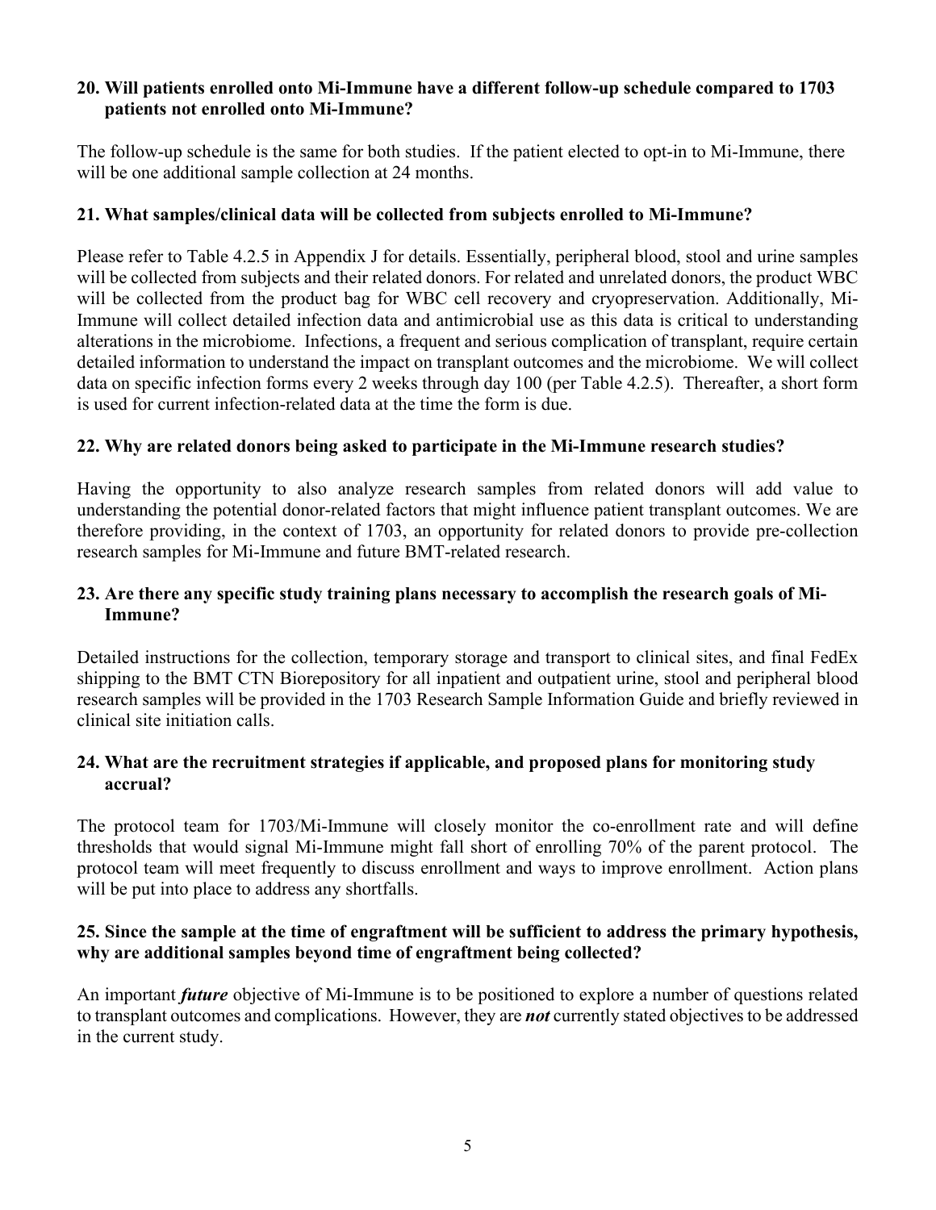**20. Will patients enrolled onto Mi-Immune have a different follow-up schedule compared to 1703 patients not enrolled onto Mi-Immune?**

The follow-up schedule is the same for both studies. If the patient elected to opt-in to Mi-Immune, there will be one additional sample collection at 24 months.

**21. What samples/clinical data will be collected from subjects enrolled to Mi-Immune?**

Please refer to Table 4.2.5 in Appendix J for details. Essentially, peripheral blood, stool and urine samples will be collected from subjects and their related donors. For related and unrelated donors, the product WBC will be collected from the product bag for WBC cell recovery and cryopreservation. Additionally, Mi-Immune will collect detailed infection data and antimicrobial use as this data is critical to understanding alterations in the microbiome. Infections, a frequent and serious complication of transplant, require certain detailed information to understand the impact on transplant outcomes and the microbiome. We will collect data on specific infection forms every 2 weeks through day 100 (per Table 4.2.5). Thereafter, a short form is used for current infection-related data at the time the form is due.

**22. Why are related donors being asked to participate in the Mi-Immune research studies?**

Having the opportunity to also analyze research samples from related donors will add value to understanding the potential donor-related factors that might influence patient transplant outcomes. We are therefore providing, in the context of 1703, an opportunity for related donors to provide pre-collection research samples for Mi-Immune and future BMT-related research.

**23. Are there any specific study training plans necessary to accomplish the research goals of Mi-Immune?**

Detailed instructions for the collection, temporary storage and transport to clinical sites, and final FedEx shipping to the BMT CTN Biorepository for all inpatient and outpatient urine, stool and peripheral blood research samples will be provided in the 1703 Research Sample Information Guide and briefly reviewed in clinical site initiation calls.

**24. What are the recruitment strategies if applicable, and proposed plans for monitoring study accrual?**

The protocol team for 1703/Mi-Immune will closely monitor the co-enrollment rate and will define thresholds that would signal Mi-Immune might fall short of enrolling 70% of the parent protocol. The protocol team will meet frequently to discuss enrollment and ways to improve enrollment. Action plans will be put into place to address any shortfalls.

**25. Since the sample at the time of engraftment will be sufficient to address the primary hypothesis, why are additional samples beyond time of engraftment being collected?**

An important ***future*** objective of Mi-Immune is to be positioned to explore a number of questions related to transplant outcomes and complications. However, they are ***not*** currently stated objectives to be addressed in the current study.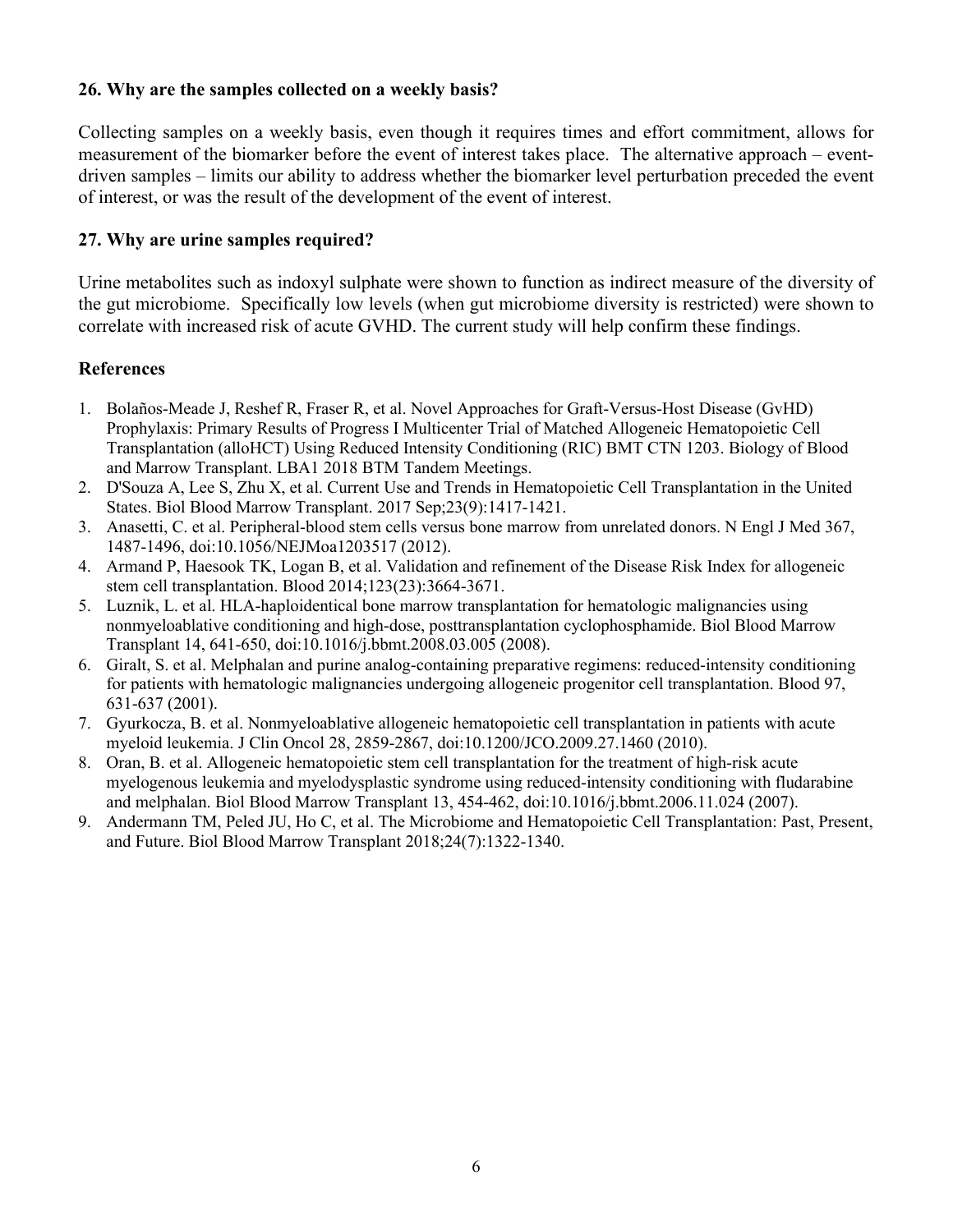### 26. Why are the samples collected on a weekly basis?

Collecting samples on a weekly basis, even though it requires times and effort commitment, allows for measurement of the biomarker before the event of interest takes place. The alternative approach – event-driven samples – limits our ability to address whether the biomarker level perturbation preceded the event of interest, or was the result of the development of the event of interest.

### 27. Why are urine samples required?

Urine metabolites such as indoxyl sulphate were shown to function as indirect measure of the diversity of the gut microbiome. Specifically low levels (when gut microbiome diversity is restricted) were shown to correlate with increased risk of acute GVHD. The current study will help confirm these findings.

### References

1. Bolaños-Meade J, Reshef R, Fraser R, et al. Novel Approaches for Graft-Versus-Host Disease (GvHD) Prophylaxis: Primary Results of Progress I Multicenter Trial of Matched Allogeneic Hematopoietic Cell Transplantation (alloHCT) Using Reduced Intensity Conditioning (RIC) BMT CTN 1203. Biology of Blood and Marrow Transplant. LBA1 2018 BTM Tandem Meetings.
2. D'Souza A, Lee S, Zhu X, et al. Current Use and Trends in Hematopoietic Cell Transplantation in the United States. Biol Blood Marrow Transplant. 2017 Sep;23(9):1417-1421.
3. Anasetti, C. et al. Peripheral-blood stem cells versus bone marrow from unrelated donors. N Engl J Med 367, 1487-1496, doi:10.1056/NEJMoa1203517 (2012).
4. Armand P, Haesook TK, Logan B, et al. Validation and refinement of the Disease Risk Index for allogeneic stem cell transplantation. Blood 2014;123(23):3664-3671.
5. Luznik, L. et al. HLA-haploidentical bone marrow transplantation for hematologic malignancies using nonmyeloablative conditioning and high-dose, posttransplantation cyclophosphamide. Biol Blood Marrow Transplant 14, 641-650, doi:10.1016/j.bbmt.2008.03.005 (2008).
6. Giralt, S. et al. Melphalan and purine analog-containing preparative regimens: reduced-intensity conditioning for patients with hematologic malignancies undergoing allogeneic progenitor cell transplantation. Blood 97, 631-637 (2001).
7. Gyurkocza, B. et al. Nonmyeloablative allogeneic hematopoietic cell transplantation in patients with acute myeloid leukemia. J Clin Oncol 28, 2859-2867, doi:10.1200/JCO.2009.27.1460 (2010).
8. Oran, B. et al. Allogeneic hematopoietic stem cell transplantation for the treatment of high-risk acute myelogenous leukemia and myelodysplastic syndrome using reduced-intensity conditioning with fludarabine and melphalan. Biol Blood Marrow Transplant 13, 454-462, doi:10.1016/j.bbmt.2006.11.024 (2007).
9. Andermann TM, Peled JU, Ho C, et al. The Microbiome and Hematopoietic Cell Transplantation: Past, Present, and Future. Biol Blood Marrow Transplant 2018;24(7):1322-1340.